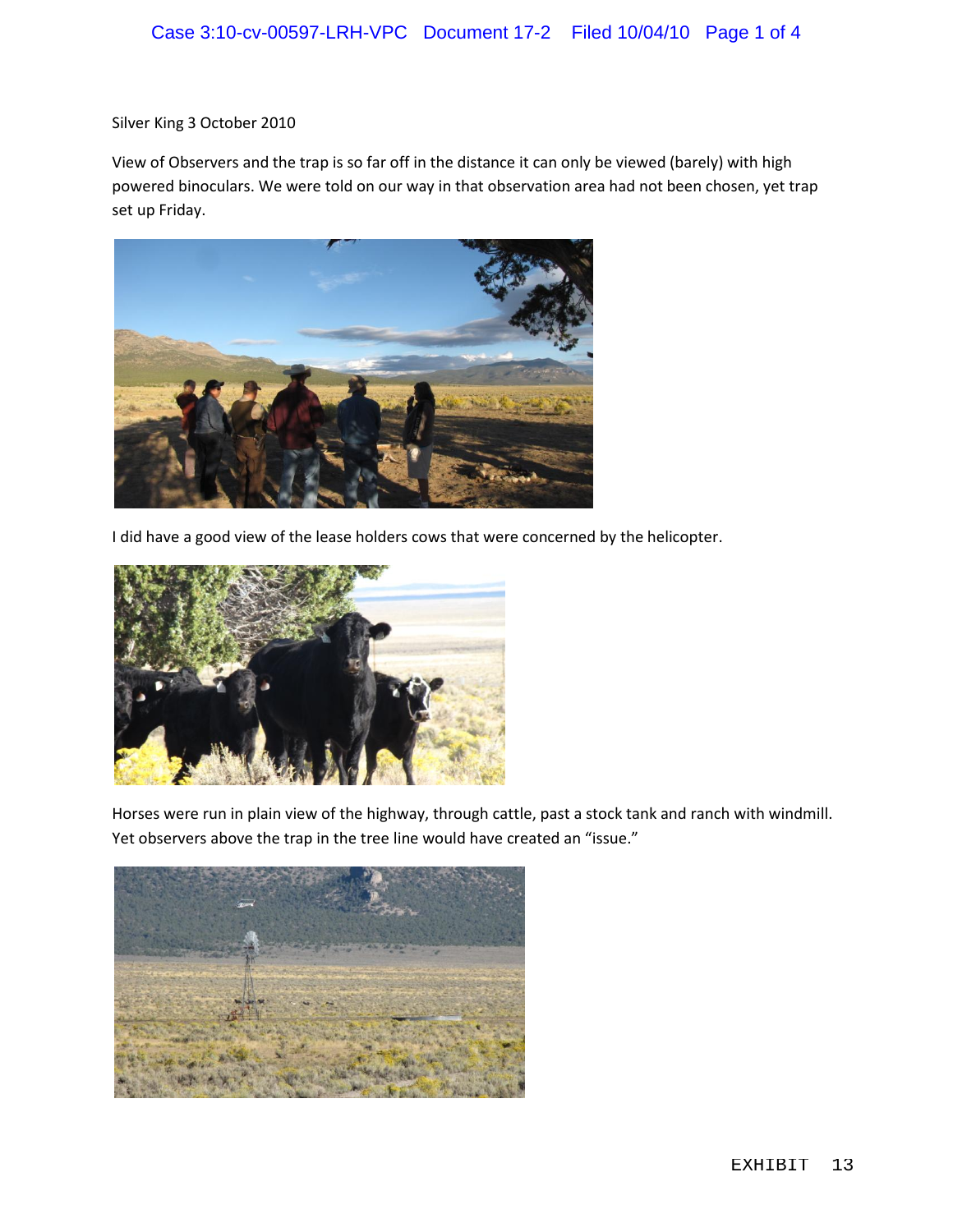Silver King 3 October 2010

View of Observers and the trap is so far off in the distance it can only be viewed (barely) with high powered binoculars. We were told on our way in that observation area had not been chosen, yet trap set up Friday.

I did have a good view of the lease holders cows that were concerned by the helicopter.

Horses were run in plain view of the highway, through cattle, past a stock tank and ranch with windmill. Yet observers above the trap in the tree line would have created an "issue."

EXHIBIT 13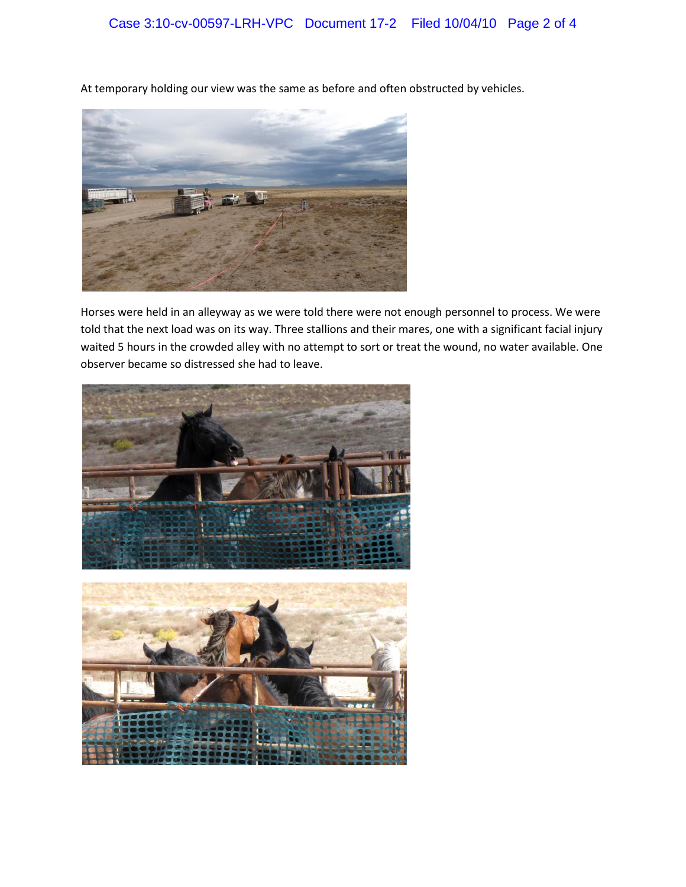At temporary holding our view was the same as before and often obstructed by vehicles.

Horses were held in an alleyway as we were told there were not enough personnel to process. We were told that the next load was on its way. Three stallions and their mares, one with a significant facial injury waited 5 hours in the crowded alley with no attempt to sort or treat the wound, no water available. One observer became so distressed she had to leave.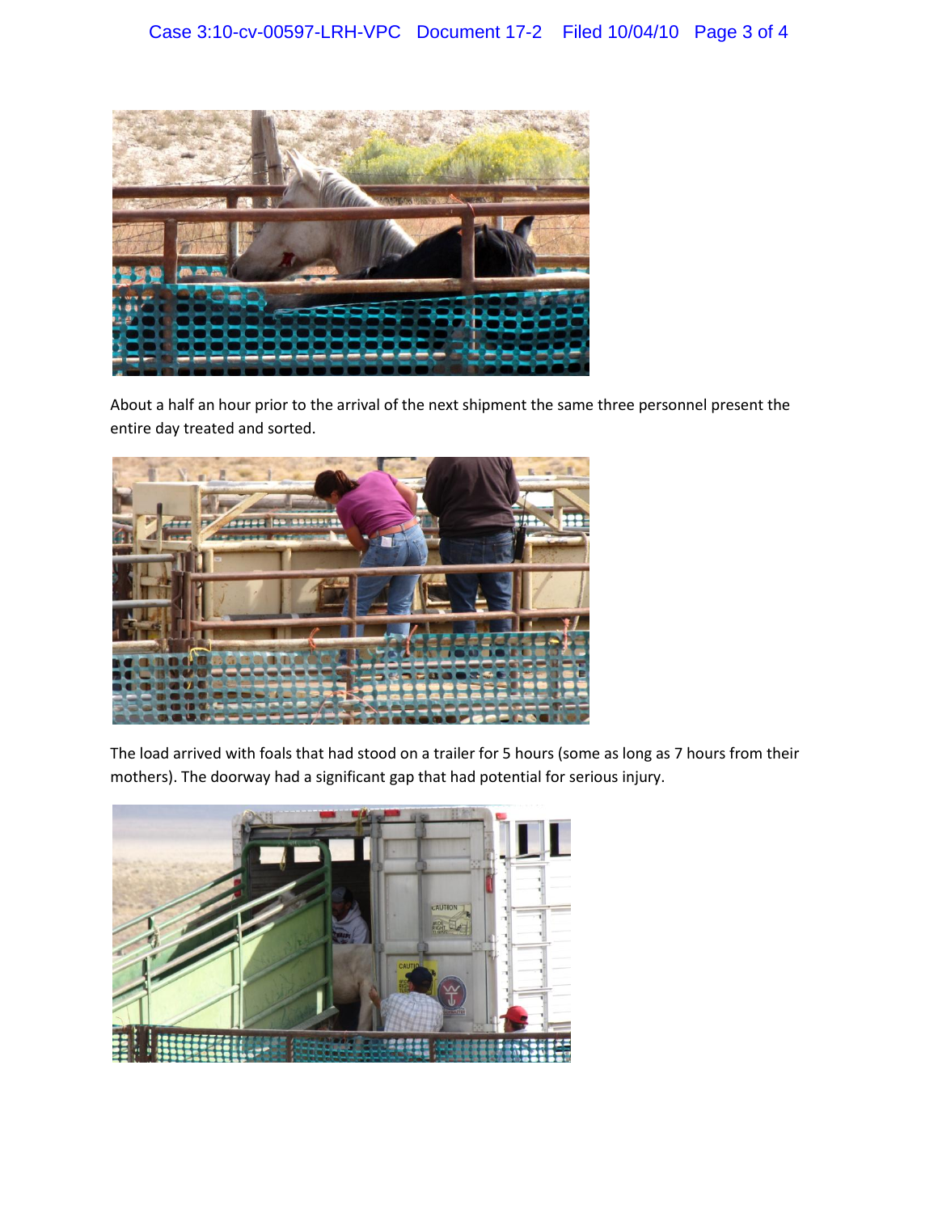About a half an hour prior to the arrival of the next shipment the same three personnel present the entire day treated and sorted.

The load arrived with foals that had stood on a trailer for 5 hours (some as long as 7 hours from their mothers). The doorway had a significant gap that had potential for serious injury.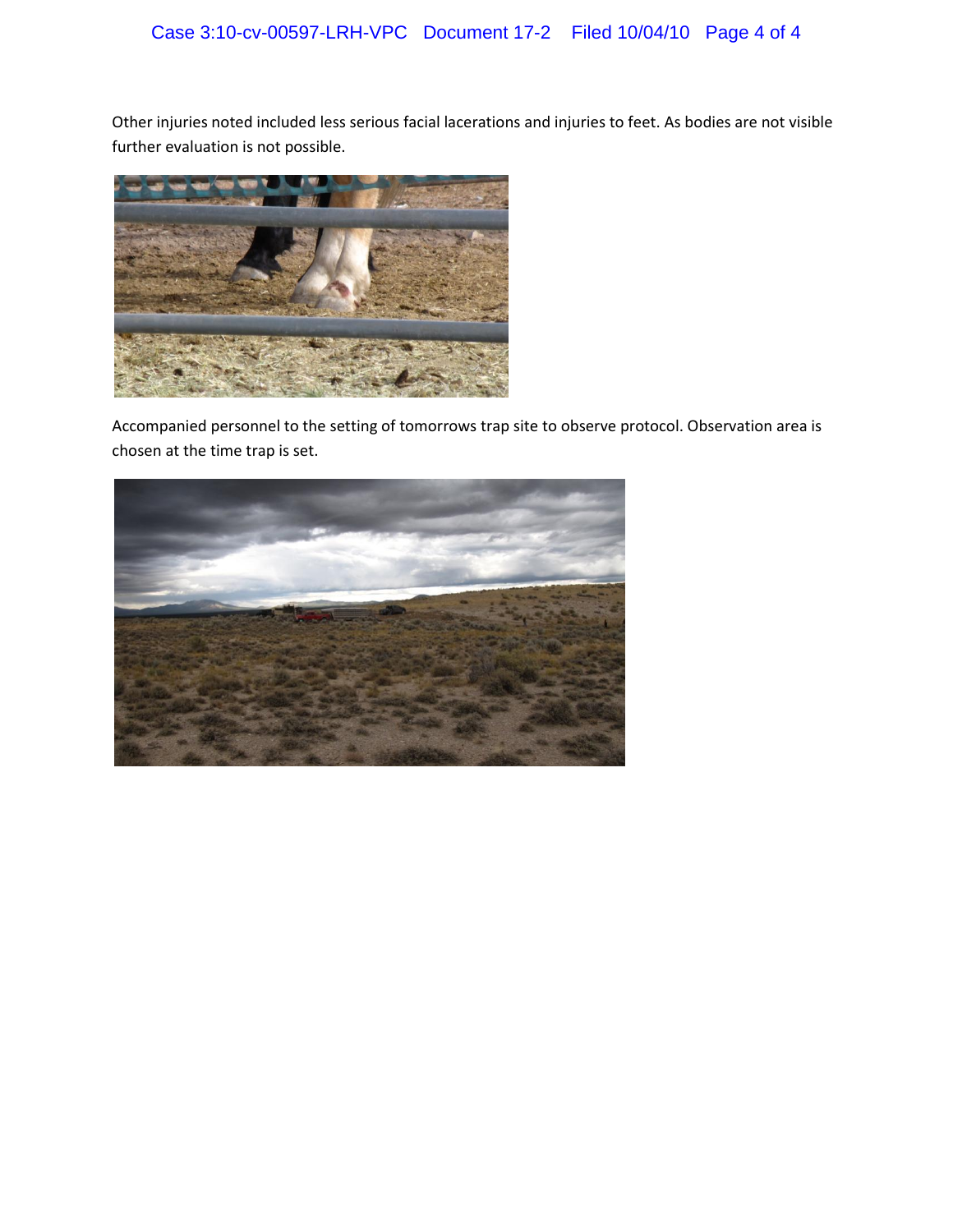Other injuries noted included less serious facial lacerations and injuries to feet. As bodies are not visible further evaluation is not possible.

Accompanied personnel to the setting of tomorrows trap site to observe protocol. Observation area is chosen at the time trap is set.